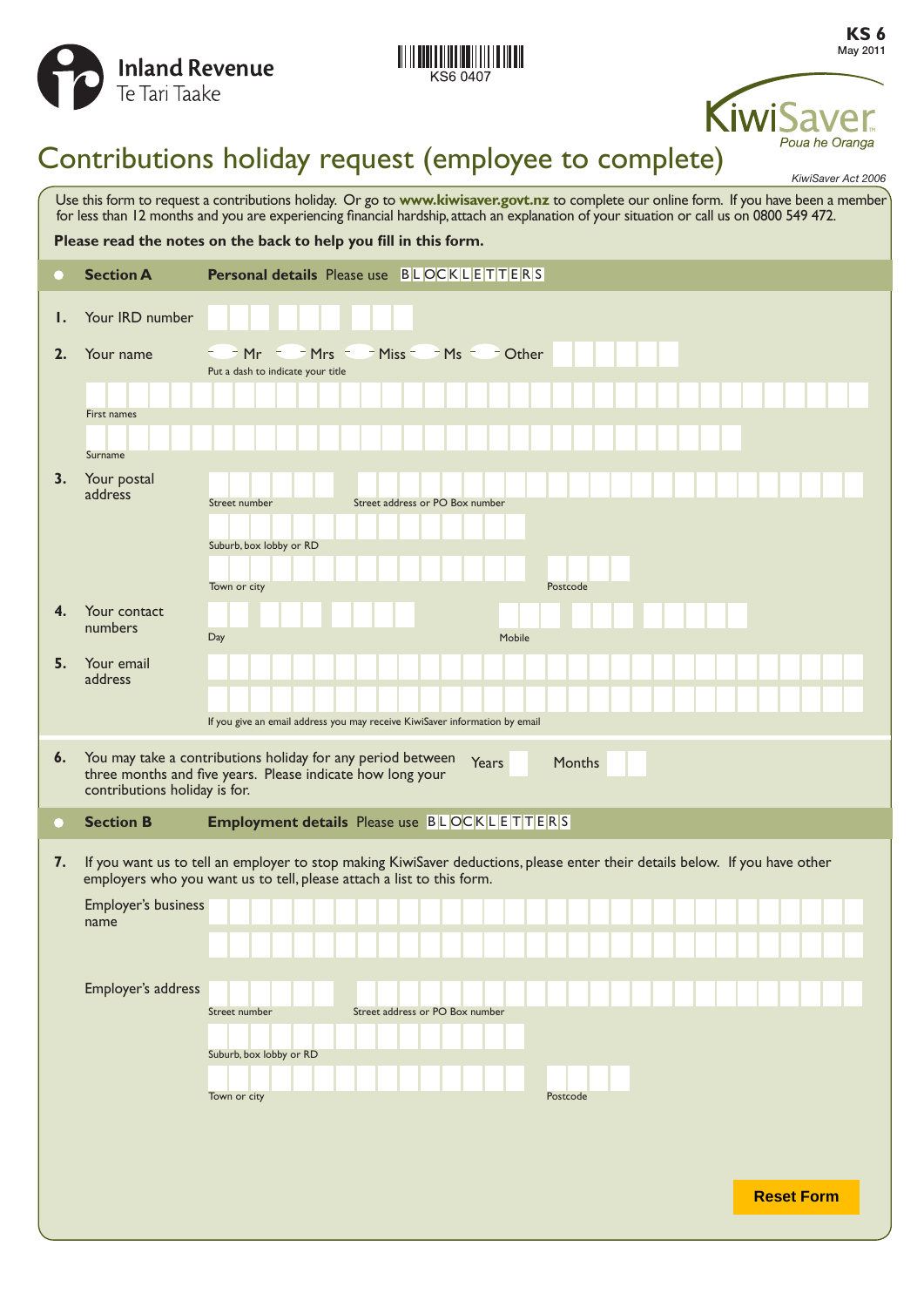Inland Revenue
Te Tari Taake

KS6 0407

**KS 6**
May 2011

KiwiSaver
Poua he Oranga

# Contributions holiday request (employee to complete)

*KiwiSaver Act 2006*

Use this form to request a contributions holiday. Or go to **www.kiwisaver.govt.nz** to complete our online form. If you have been a member for less than 12 months and you are experiencing financial hardship, attach an explanation of your situation or call us on 0800 549 472.

**Please read the notes on the back to help you fill in this form.**

## Section A — Personal details Please use BLOCK LETTERS

**1.** Your IRD number

**2.** Your name — Mr / Mrs / Miss / Ms / Other

Put a dash to indicate your title

First names

Surname

**3.** Your postal address

Street number | Street address or PO Box number

Suburb, box lobby or RD

Town or city | Postcode

**4.** Your contact numbers

Day | Mobile

**5.** Your email address

If you give an email address you may receive KiwiSaver information by email

**6.** You may take a contributions holiday for any period between three months and five years. Please indicate how long your contributions holiday is for.

Years | Months

## Section B — Employment details Please use BLOCK LETTERS

**7.** If you want us to tell an employer to stop making KiwiSaver deductions, please enter their details below. If you have other employers who you want us to tell, please attach a list to this form.

Employer's business name

Employer's address

Street number | Street address or PO Box number

Suburb, box lobby or RD

Town or city | Postcode

Reset Form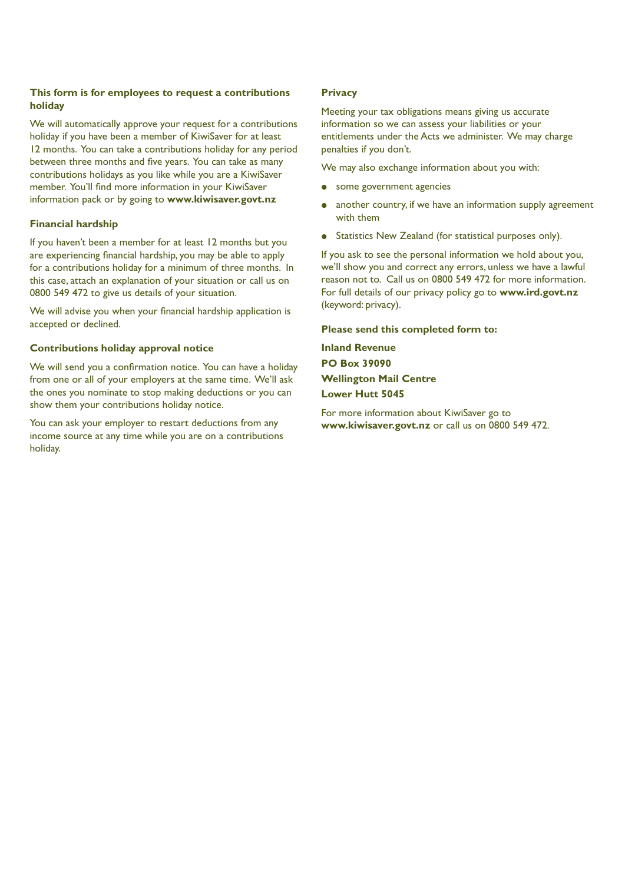### This form is for employees to request a contributions holiday

We will automatically approve your request for a contributions holiday if you have been a member of KiwiSaver for at least 12 months. You can take a contributions holiday for any period between three months and five years. You can take as many contributions holidays as you like while you are a KiwiSaver member. You'll find more information in your KiwiSaver information pack or by going to **www.kiwisaver.govt.nz**

### Financial hardship

If you haven't been a member for at least 12 months but you are experiencing financial hardship, you may be able to apply for a contributions holiday for a minimum of three months. In this case, attach an explanation of your situation or call us on 0800 549 472 to give us details of your situation.

We will advise you when your financial hardship application is accepted or declined.

### Contributions holiday approval notice

We will send you a confirmation notice. You can have a holiday from one or all of your employers at the same time. We'll ask the ones you nominate to stop making deductions or you can show them your contributions holiday notice.

You can ask your employer to restart deductions from any income source at any time while you are on a contributions holiday.

### Privacy

Meeting your tax obligations means giving us accurate information so we can assess your liabilities or your entitlements under the Acts we administer. We may charge penalties if you don't.

We may also exchange information about you with:

- some government agencies
- another country, if we have an information supply agreement with them
- Statistics New Zealand (for statistical purposes only).

If you ask to see the personal information we hold about you, we'll show you and correct any errors, unless we have a lawful reason not to. Call us on 0800 549 472 for more information. For full details of our privacy policy go to **www.ird.govt.nz** (keyword: privacy).

### Please send this completed form to:

**Inland Revenue**
**PO Box 39090**
**Wellington Mail Centre**
**Lower Hutt 5045**

For more information about KiwiSaver go to **www.kiwisaver.govt.nz** or call us on 0800 549 472.